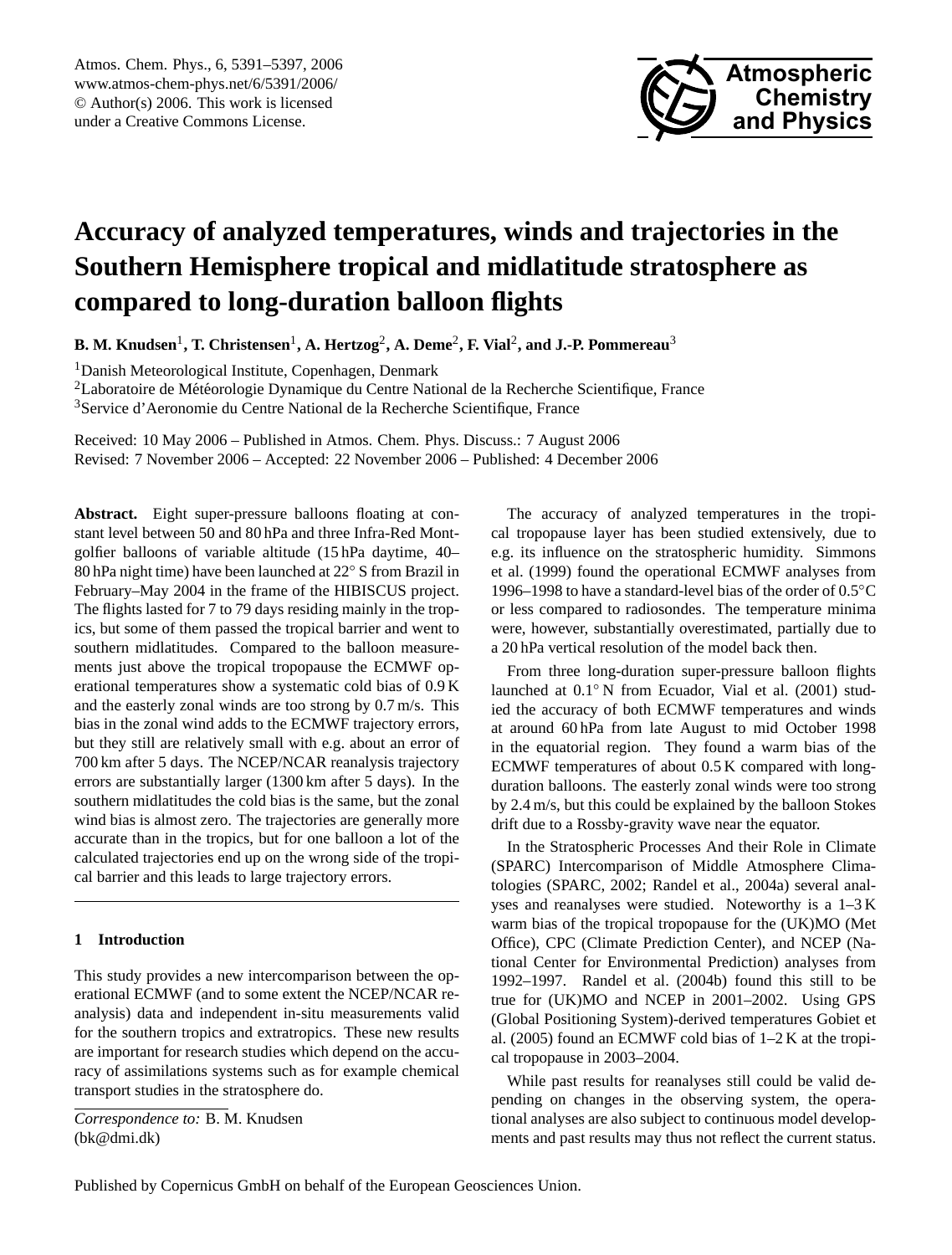# Accuracy of analyzed temperatures, winds and trajectories in the Southern Hemisphere tropical and midlatitude stratosphere as compared to long-duration balloon flights

**B. M. Knudsen[1], T. Christensen[1], A. Hertzog[2], A. Deme[2], F. Vial[2], and J.-P. Pommereau[3]**

[1]Danish Meteorological Institute, Copenhagen, Denmark

[2]Laboratoire de Météorologie Dynamique du Centre National de la Recherche Scientifique, France

[3]Service d'Aeronomie du Centre National de la Recherche Scientifique, France

Received: 10 May 2006 – Published in Atmos. Chem. Phys. Discuss.: 7 August 2006
Revised: 7 November 2006 – Accepted: 22 November 2006 – Published: 4 December 2006

**Abstract.** Eight super-pressure balloons floating at constant level between 50 and 80 hPa and three Infra-Red Montgolfier balloons of variable altitude (15 hPa daytime, 40–80 hPa night time) have been launched at 22° S from Brazil in February–May 2004 in the frame of the HIBISCUS project. The flights lasted for 7 to 79 days residing mainly in the tropics, but some of them passed the tropical barrier and went to southern midlatitudes. Compared to the balloon measurements just above the tropical tropopause the ECMWF operational temperatures show a systematic cold bias of 0.9 K and the easterly zonal winds are too strong by 0.7 m/s. This bias in the zonal wind adds to the ECMWF trajectory errors, but they still are relatively small with e.g. about an error of 700 km after 5 days. The NCEP/NCAR reanalysis trajectory errors are substantially larger (1300 km after 5 days). In the southern midlatitudes the cold bias is the same, but the zonal wind bias is almost zero. The trajectories are generally more accurate than in the tropics, but for one balloon a lot of the calculated trajectories end up on the wrong side of the tropical barrier and this leads to large trajectory errors.

## 1 Introduction

This study provides a new intercomparison between the operational ECMWF (and to some extent the NCEP/NCAR reanalysis) data and independent in-situ measurements valid for the southern tropics and extratropics. These new results are important for research studies which depend on the accuracy of assimilations systems such as for example chemical transport studies in the stratosphere do.

*Correspondence to:* B. M. Knudsen
(bk@dmi.dk)

The accuracy of analyzed temperatures in the tropical tropopause layer has been studied extensively, due to e.g. its influence on the stratospheric humidity. Simmons et al. (1999) found the operational ECMWF analyses from 1996–1998 to have a standard-level bias of the order of 0.5°C or less compared to radiosondes. The temperature minima were, however, substantially overestimated, partially due to a 20 hPa vertical resolution of the model back then.

From three long-duration super-pressure balloon flights launched at 0.1° N from Ecuador, Vial et al. (2001) studied the accuracy of both ECMWF temperatures and winds at around 60 hPa from late August to mid October 1998 in the equatorial region. They found a warm bias of the ECMWF temperatures of about 0.5 K compared with long-duration balloons. The easterly zonal winds were too strong by 2.4 m/s, but this could be explained by the balloon Stokes drift due to a Rossby-gravity wave near the equator.

In the Stratospheric Processes And their Role in Climate (SPARC) Intercomparison of Middle Atmosphere Climatologies (SPARC, 2002; Randel et al., 2004a) several analyses and reanalyses were studied. Noteworthy is a 1–3 K warm bias of the tropical tropopause for the (UK)MO (Met Office), CPC (Climate Prediction Center), and NCEP (National Center for Environmental Prediction) analyses from 1992–1997. Randel et al. (2004b) found this still to be true for (UK)MO and NCEP in 2001–2002. Using GPS (Global Positioning System)-derived temperatures Gobiet et al. (2005) found an ECMWF cold bias of 1–2 K at the tropical tropopause in 2003–2004.

While past results for reanalyses still could be valid depending on changes in the observing system, the operational analyses are also subject to continuous model developments and past results may thus not reflect the current status.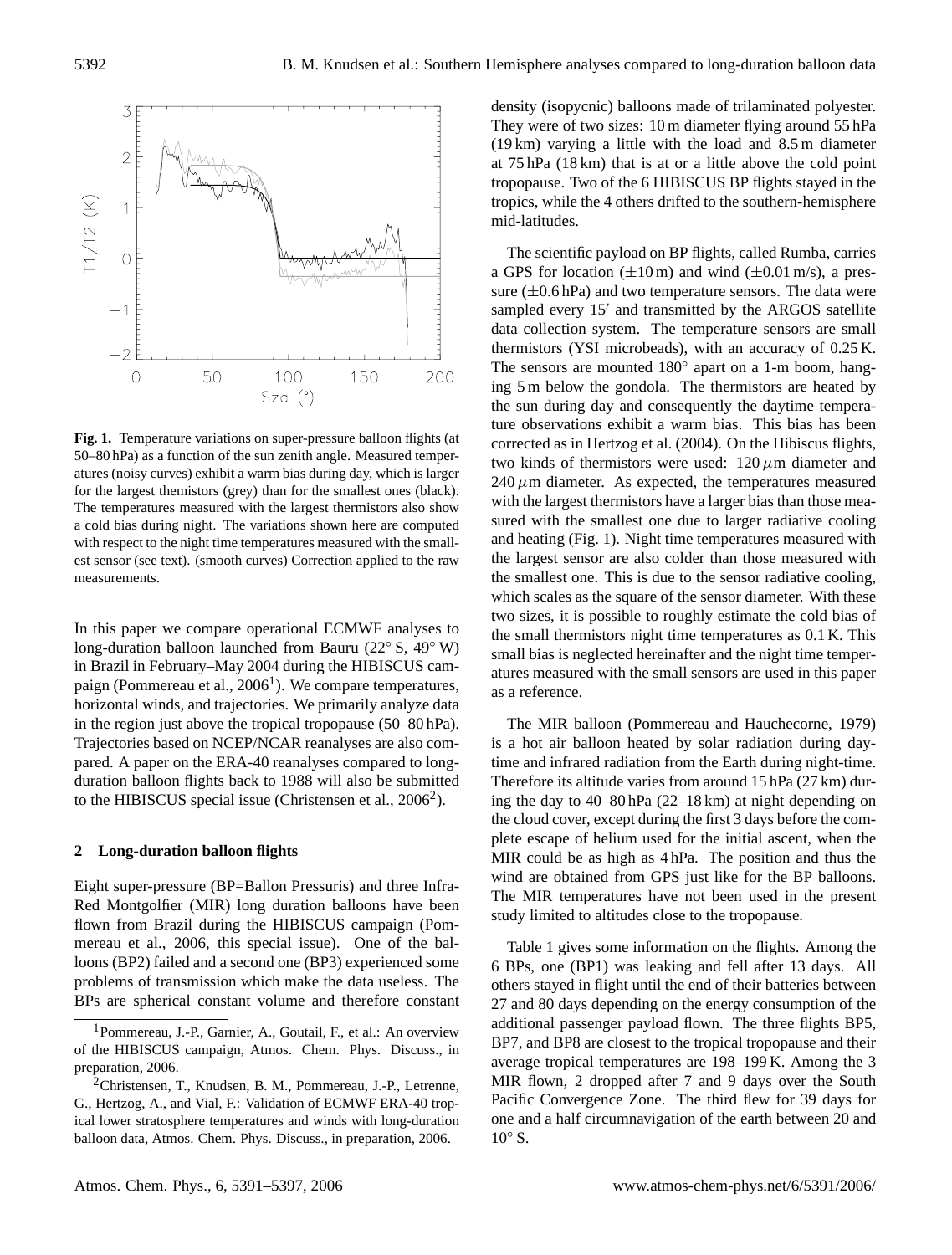**Fig. 1.** Temperature variations on super-pressure balloon flights (at 50–80 hPa) as a function of the sun zenith angle. Measured temperatures (noisy curves) exhibit a warm bias during day, which is larger for the largest themistors (grey) than for the smallest ones (black). The temperatures measured with the largest thermistors also show a cold bias during night. The variations shown here are computed with respect to the night time temperatures measured with the smallest sensor (see text). (smooth curves) Correction applied to the raw measurements.

In this paper we compare operational ECMWF analyses to long-duration balloon launched from Bauru (22° S, 49° W) in Brazil in February–May 2004 during the HIBISCUS campaign (Pommereau et al., 2006[1]). We compare temperatures, horizontal winds, and trajectories. We primarily analyze data in the region just above the tropical tropopause (50–80 hPa). Trajectories based on NCEP/NCAR reanalyses are also compared. A paper on the ERA-40 reanalyses compared to long-duration balloon flights back to 1988 will also be submitted to the HIBISCUS special issue (Christensen et al., 2006[2]).

## 2 Long-duration balloon flights

Eight super-pressure (BP=Ballon Pressuris) and three Infra-Red Montgolfier (MIR) long duration balloons have been flown from Brazil during the HIBISCUS campaign (Pommereau et al., 2006, this special issue). One of the balloons (BP2) failed and a second one (BP3) experienced some problems of transmission which make the data useless. The BPs are spherical constant volume and therefore constant density (isopycnic) balloons made of trilaminated polyester. They were of two sizes: 10 m diameter flying around 55 hPa (19 km) varying a little with the load and 8.5 m diameter at 75 hPa (18 km) that is at or a little above the cold point tropopause. Two of the 6 HIBISCUS BP flights stayed in the tropics, while the 4 others drifted to the southern-hemisphere mid-latitudes.

The scientific payload on BP flights, called Rumba, carries a GPS for location (±10 m) and wind (±0.01 m/s), a pressure (±0.6 hPa) and two temperature sensors. The data were sampled every 15′ and transmitted by the ARGOS satellite data collection system. The temperature sensors are small thermistors (YSI microbeads), with an accuracy of 0.25 K. The sensors are mounted 180° apart on a 1-m boom, hanging 5 m below the gondola. The thermistors are heated by the sun during day and consequently the daytime temperature observations exhibit a warm bias. This bias has been corrected as in Hertzog et al. (2004). On the Hibiscus flights, two kinds of thermistors were used: 120 $\mu$m diameter and 240 $\mu$m diameter. As expected, the temperatures measured with the largest thermistors have a larger bias than those measured with the smallest one due to larger radiative cooling and heating (Fig. 1). Night time temperatures measured with the largest sensor are also colder than those measured with the smallest one. This is due to the sensor radiative cooling, which scales as the square of the sensor diameter. With these two sizes, it is possible to roughly estimate the cold bias of the small thermistors night time temperatures as 0.1 K. This small bias is neglected hereinafter and the night time temperatures measured with the small sensors are used in this paper as a reference.

The MIR balloon (Pommereau and Hauchecorne, 1979) is a hot air balloon heated by solar radiation during daytime and infrared radiation from the Earth during night-time. Therefore its altitude varies from around 15 hPa (27 km) during the day to 40–80 hPa (22–18 km) at night depending on the cloud cover, except during the first 3 days before the complete escape of helium used for the initial ascent, when the MIR could be as high as 4 hPa. The position and thus the wind are obtained from GPS just like for the BP balloons. The MIR temperatures have not been used in the present study limited to altitudes close to the tropopause.

Table 1 gives some information on the flights. Among the 6 BPs, one (BP1) was leaking and fell after 13 days. All others stayed in flight until the end of their batteries between 27 and 80 days depending on the energy consumption of the additional passenger payload flown. The three flights BP5, BP7, and BP8 are closest to the tropical tropopause and their average tropical temperatures are 198–199 K. Among the 3 MIR flown, 2 dropped after 7 and 9 days over the South Pacific Convergence Zone. The third flew for 39 days for one and a half circumnavigation of the earth between 20 and 10° S.

[1] Pommereau, J.-P., Garnier, A., Goutail, F., et al.: An overview of the HIBISCUS campaign, Atmos. Chem. Phys. Discuss., in preparation, 2006.

[2] Christensen, T., Knudsen, B. M., Pommereau, J.-P., Letrenne, G., Hertzog, A., and Vial, F.: Validation of ECMWF ERA-40 tropical lower stratosphere temperatures and winds with long-duration balloon data, Atmos. Chem. Phys. Discuss., in preparation, 2006.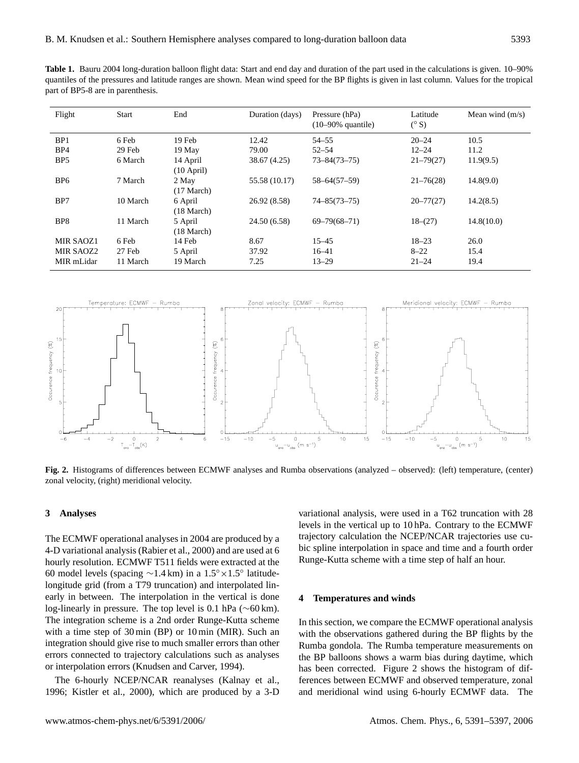**Table 1.** Bauru 2004 long-duration balloon flight data: Start and end day and duration of the part used in the calculations is given. 10–90% quantiles of the pressures and latitude ranges are shown. Mean wind speed for the BP flights is given in last column. Values for the tropical part of BP5-8 are in parenthesis.

| Flight | Start | End | Duration (days) | Pressure (hPa) (10–90% quantile) | Latitude (° S) | Mean wind (m/s) |
|---|---|---|---|---|---|---|
| BP1 | 6 Feb | 19 Feb | 12.42 | 54–55 | 20–24 | 10.5 |
| BP4 | 29 Feb | 19 May | 79.00 | 52–54 | 12–24 | 11.2 |
| BP5 | 6 March | 14 April (10 April) | 38.67 (4.25) | 73–84(73–75) | 21–79(27) | 11.9(9.5) |
| BP6 | 7 March | 2 May (17 March) | 55.58 (10.17) | 58–64(57–59) | 21–76(28) | 14.8(9.0) |
| BP7 | 10 March | 6 April (18 March) | 26.92 (8.58) | 74–85(73–75) | 20–77(27) | 14.2(8.5) |
| BP8 | 11 March | 5 April (18 March) | 24.50 (6.58) | 69–79(68–71) | 18–(27) | 14.8(10.0) |
| MIR SAOZ1 | 6 Feb | 14 Feb | 8.67 | 15–45 | 18–23 | 26.0 |
| MIR SAOZ2 | 27 Feb | 5 April | 37.92 | 16–41 | 8–22 | 15.4 |
| MIR mLidar | 11 March | 19 March | 7.25 | 13–29 | 21–24 | 19.4 |

**Fig. 2.** Histograms of differences between ECMWF analyses and Rumba observations (analyzed – observed): (left) temperature, (center) zonal velocity, (right) meridional velocity.

## 3 Analyses

The ECMWF operational analyses in 2004 are produced by a 4-D variational analysis (Rabier et al., 2000) and are used at 6 hourly resolution. ECMWF T511 fields were extracted at the 60 model levels (spacing ∼1.4 km) in a 1.5°×1.5° latitude-longitude grid (from a T79 truncation) and interpolated linearly in between. The interpolation in the vertical is done log-linearly in pressure. The top level is 0.1 hPa (∼60 km). The integration scheme is a 2nd order Runge-Kutta scheme with a time step of 30 min (BP) or 10 min (MIR). Such an integration should give rise to much smaller errors than other errors connected to trajectory calculations such as analyses or interpolation errors (Knudsen and Carver, 1994).

The 6-hourly NCEP/NCAR reanalyses (Kalnay et al., 1996; Kistler et al., 2000), which are produced by a 3-D variational analysis, were used in a T62 truncation with 28 levels in the vertical up to 10 hPa. Contrary to the ECMWF trajectory calculation the NCEP/NCAR trajectories use cubic spline interpolation in space and time and a fourth order Runge-Kutta scheme with a time step of half an hour.

## 4 Temperatures and winds

In this section, we compare the ECMWF operational analysis with the observations gathered during the BP flights by the Rumba gondola. The Rumba temperature measurements on the BP balloons shows a warm bias during daytime, which has been corrected. Figure 2 shows the histogram of differences between ECMWF and observed temperature, zonal and meridional wind using 6-hourly ECMWF data. The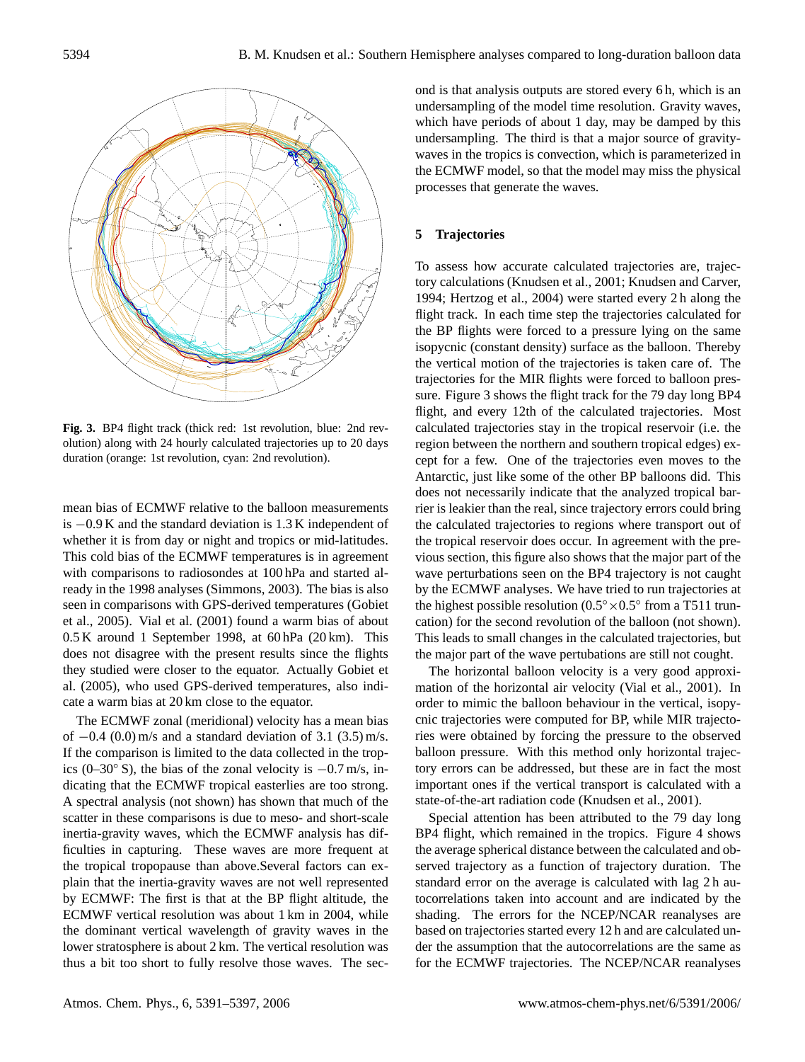**Fig. 3.** BP4 flight track (thick red: 1st revolution, blue: 2nd revolution) along with 24 hourly calculated trajectories up to 20 days duration (orange: 1st revolution, cyan: 2nd revolution).

mean bias of ECMWF relative to the balloon measurements is −0.9 K and the standard deviation is 1.3 K independent of whether it is from day or night and tropics or mid-latitudes. This cold bias of the ECMWF temperatures is in agreement with comparisons to radiosondes at 100 hPa and started already in the 1998 analyses (Simmons, 2003). The bias is also seen in comparisons with GPS-derived temperatures (Gobiet et al., 2005). Vial et al. (2001) found a warm bias of about 0.5 K around 1 September 1998, at 60 hPa (20 km). This does not disagree with the present results since the flights they studied were closer to the equator. Actually Gobiet et al. (2005), who used GPS-derived temperatures, also indicate a warm bias at 20 km close to the equator.

The ECMWF zonal (meridional) velocity has a mean bias of −0.4 (0.0) m/s and a standard deviation of 3.1 (3.5) m/s. If the comparison is limited to the data collected in the tropics (0–30° S), the bias of the zonal velocity is −0.7 m/s, indicating that the ECMWF tropical easterlies are too strong. A spectral analysis (not shown) has shown that much of the scatter in these comparisons is due to meso- and short-scale inertia-gravity waves, which the ECMWF analysis has difficulties in capturing. These waves are more frequent at the tropical tropopause than above.Several factors can explain that the inertia-gravity waves are not well represented by ECMWF: The first is that at the BP flight altitude, the ECMWF vertical resolution was about 1 km in 2004, while the dominant vertical wavelength of gravity waves in the lower stratosphere is about 2 km. The vertical resolution was thus a bit too short to fully resolve those waves. The second is that analysis outputs are stored every 6 h, which is an undersampling of the model time resolution. Gravity waves, which have periods of about 1 day, may be damped by this undersampling. The third is that a major source of gravity-waves in the tropics is convection, which is parameterized in the ECMWF model, so that the model may miss the physical processes that generate the waves.

## 5 Trajectories

To assess how accurate calculated trajectories are, trajectory calculations (Knudsen et al., 2001; Knudsen and Carver, 1994; Hertzog et al., 2004) were started every 2 h along the flight track. In each time step the trajectories calculated for the BP flights were forced to a pressure lying on the same isopycnic (constant density) surface as the balloon. Thereby the vertical motion of the trajectories is taken care of. The trajectories for the MIR flights were forced to balloon pressure. Figure 3 shows the flight track for the 79 day long BP4 flight, and every 12th of the calculated trajectories. Most calculated trajectories stay in the tropical reservoir (i.e. the region between the northern and southern tropical edges) except for a few. One of the trajectories even moves to the Antarctic, just like some of the other BP balloons did. This does not necessarily indicate that the analyzed tropical barrier is leakier than the real, since trajectory errors could bring the calculated trajectories to regions where transport out of the tropical reservoir does occur. In agreement with the previous section, this figure also shows that the major part of the wave perturbations seen on the BP4 trajectory is not caught by the ECMWF analyses. We have tried to run trajectories at the highest possible resolution (0.5°×0.5° from a T511 truncation) for the second revolution of the balloon (not shown). This leads to small changes in the calculated trajectories, but the major part of the wave pertubations are still not cought.

The horizontal balloon velocity is a very good approximation of the horizontal air velocity (Vial et al., 2001). In order to mimic the balloon behaviour in the vertical, isopycnic trajectories were computed for BP, while MIR trajectories were obtained by forcing the pressure to the observed balloon pressure. With this method only horizontal trajectory errors can be addressed, but these are in fact the most important ones if the vertical transport is calculated with a state-of-the-art radiation code (Knudsen et al., 2001).

Special attention has been attributed to the 79 day long BP4 flight, which remained in the tropics. Figure 4 shows the average spherical distance between the calculated and observed trajectory as a function of trajectory duration. The standard error on the average is calculated with lag 2 h autocorrelations taken into account and are indicated by the shading. The errors for the NCEP/NCAR reanalyses are based on trajectories started every 12 h and are calculated under the assumption that the autocorrelations are the same as for the ECMWF trajectories. The NCEP/NCAR reanalyses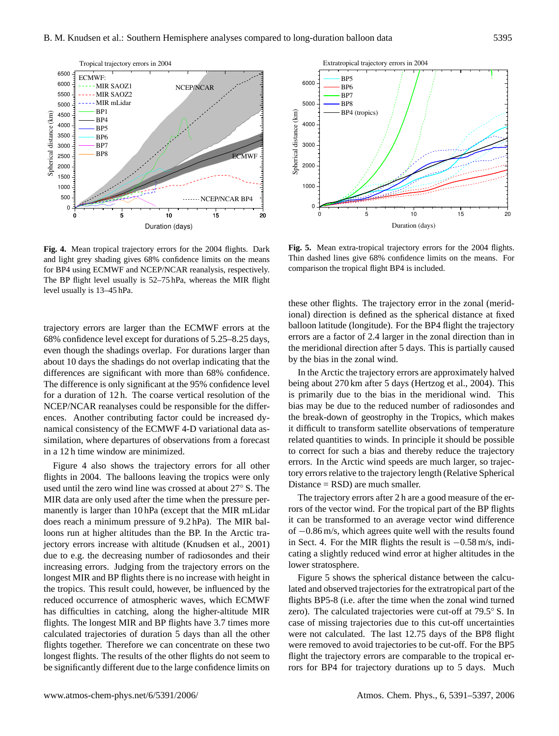**Fig. 4.** Mean tropical trajectory errors for the 2004 flights. Dark and light grey shading gives 68% confidence limits on the means for BP4 using ECMWF and NCEP/NCAR reanalysis, respectively. The BP flight level usually is 52–75 hPa, whereas the MIR flight level usually is 13–45 hPa.

**Fig. 5.** Mean extra-tropical trajectory errors for the 2004 flights. Thin dashed lines give 68% confidence limits on the means. For comparison the tropical flight BP4 is included.

trajectory errors are larger than the ECMWF errors at the 68% confidence level except for durations of 5.25–8.25 days, even though the shadings overlap. For durations larger than about 10 days the shadings do not overlap indicating that the differences are significant with more than 68% confidence. The difference is only significant at the 95% confidence level for a duration of 12 h. The coarse vertical resolution of the NCEP/NCAR reanalyses could be responsible for the differences. Another contributing factor could be increased dynamical consistency of the ECMWF 4-D variational data assimilation, where departures of observations from a forecast in a 12 h time window are minimized.

Figure 4 also shows the trajectory errors for all other flights in 2004. The balloons leaving the tropics were only used until the zero wind line was crossed at about 27° S. The MIR data are only used after the time when the pressure permanently is larger than 10 hPa (except that the MIR mLidar does reach a minimum pressure of 9.2 hPa). The MIR balloons run at higher altitudes than the BP. In the Arctic trajectory errors increase with altitude (Knudsen et al., 2001) due to e.g. the decreasing number of radiosondes and their increasing errors. Judging from the trajectory errors on the longest MIR and BP flights there is no increase with height in the tropics. This result could, however, be influenced by the reduced occurrence of atmospheric waves, which ECMWF has difficulties in catching, along the higher-altitude MIR flights. The longest MIR and BP flights have 3.7 times more calculated trajectories of duration 5 days than all the other flights together. Therefore we can concentrate on these two longest flights. The results of the other flights do not seem to be significantly different due to the large confidence limits on these other flights. The trajectory error in the zonal (meridional) direction is defined as the spherical distance at fixed balloon latitude (longitude). For the BP4 flight the trajectory errors are a factor of 2.4 larger in the zonal direction than in the meridional direction after 5 days. This is partially caused by the bias in the zonal wind.

In the Arctic the trajectory errors are approximately halved being about 270 km after 5 days (Hertzog et al., 2004). This is primarily due to the bias in the meridional wind. This bias may be due to the reduced number of radiosondes and the break-down of geostrophy in the Tropics, which makes it difficult to transform satellite observations of temperature related quantities to winds. In principle it should be possible to correct for such a bias and thereby reduce the trajectory errors. In the Arctic wind speeds are much larger, so trajectory errors relative to the trajectory length (Relative Spherical Distance = RSD) are much smaller.

The trajectory errors after 2 h are a good measure of the errors of the vector wind. For the tropical part of the BP flights it can be transformed to an average vector wind difference of $-0.86$ m/s, which agrees quite well with the results found in Sect. 4. For the MIR flights the result is $-0.58$ m/s, indicating a slightly reduced wind error at higher altitudes in the lower stratosphere.

Figure 5 shows the spherical distance between the calculated and observed trajectories for the extratropical part of the flights BP5-8 (i.e. after the time when the zonal wind turned zero). The calculated trajectories were cut-off at 79.5° S. In case of missing trajectories due to this cut-off uncertainties were not calculated. The last 12.75 days of the BP8 flight were removed to avoid trajectories to be cut-off. For the BP5 flight the trajectory errors are comparable to the tropical errors for BP4 for trajectory durations up to 5 days. Much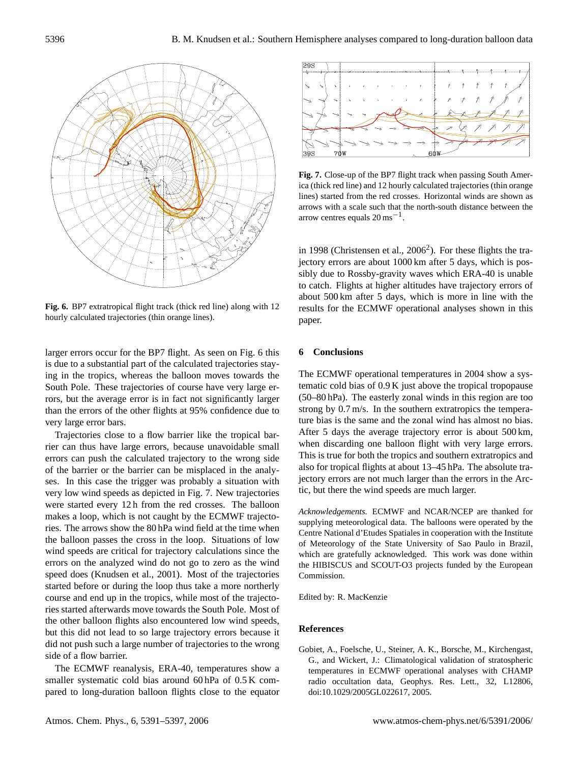Fig. 6. BP7 extratropical flight track (thick red line) along with 12 hourly calculated trajectories (thin orange lines).

Fig. 7. Close-up of the BP7 flight track when passing South America (thick red line) and 12 hourly calculated trajectories (thin orange lines) started from the red crosses. Horizontal winds are shown as arrows with a scale such that the north-south distance between the arrow centres equals 20 m s$^{-1}$.

larger errors occur for the BP7 flight. As seen on Fig. 6 this is due to a substantial part of the calculated trajectories staying in the tropics, whereas the balloon moves towards the South Pole. These trajectories of course have very large errors, but the average error is in fact not significantly larger than the errors of the other flights at 95% confidence due to very large error bars.

Trajectories close to a flow barrier like the tropical barrier can thus have large errors, because unavoidable small errors can push the calculated trajectory to the wrong side of the barrier or the barrier can be misplaced in the analyses. In this case the trigger was probably a situation with very low wind speeds as depicted in Fig. 7. New trajectories were started every 12 h from the red crosses. The balloon makes a loop, which is not caught by the ECMWF trajectories. The arrows show the 80 hPa wind field at the time when the balloon passes the cross in the loop. Situations of low wind speeds are critical for trajectory calculations since the errors on the analyzed wind do not go to zero as the wind speed does (Knudsen et al., 2001). Most of the trajectories started before or during the loop thus take a more northerly course and end up in the tropics, while most of the trajectories started afterwards move towards the South Pole. Most of the other balloon flights also encountered low wind speeds, but this did not lead to so large trajectory errors because it did not push such a large number of trajectories to the wrong side of a flow barrier.

The ECMWF reanalysis, ERA-40, temperatures show a smaller systematic cold bias around 60 hPa of 0.5 K compared to long-duration balloon flights close to the equator in 1998 (Christensen et al., 2006[2]). For these flights the trajectory errors are about 1000 km after 5 days, which is possibly due to Rossby-gravity waves which ERA-40 is unable to catch. Flights at higher altitudes have trajectory errors of about 500 km after 5 days, which is more in line with the results for the ECMWF operational analyses shown in this paper.

## 6 Conclusions

The ECMWF operational temperatures in 2004 show a systematic cold bias of 0.9 K just above the tropical tropopause (50–80 hPa). The easterly zonal winds in this region are too strong by 0.7 m/s. In the southern extratropics the temperature bias is the same and the zonal wind has almost no bias. After 5 days the average trajectory error is about 500 km, when discarding one balloon flight with very large errors. This is true for both the tropics and southern extratropics and also for tropical flights at about 13–45 hPa. The absolute trajectory errors are not much larger than the errors in the Arctic, but there the wind speeds are much larger.

*Acknowledgements.* ECMWF and NCAR/NCEP are thanked for supplying meteorological data. The balloons were operated by the Centre National d'Etudes Spatiales in cooperation with the Institute of Meteorology of the State University of Sao Paulo in Brazil, which are gratefully acknowledged. This work was done within the HIBISCUS and SCOUT-O3 projects funded by the European Commission.

Edited by: R. MacKenzie

## References

Gobiet, A., Foelsche, U., Steiner, A. K., Borsche, M., Kirchengast, G., and Wickert, J.: Climatological validation of stratospheric temperatures in ECMWF operational analyses with CHAMP radio occultation data, Geophys. Res. Lett., 32, L12806, doi:10.1029/2005GL022617, 2005.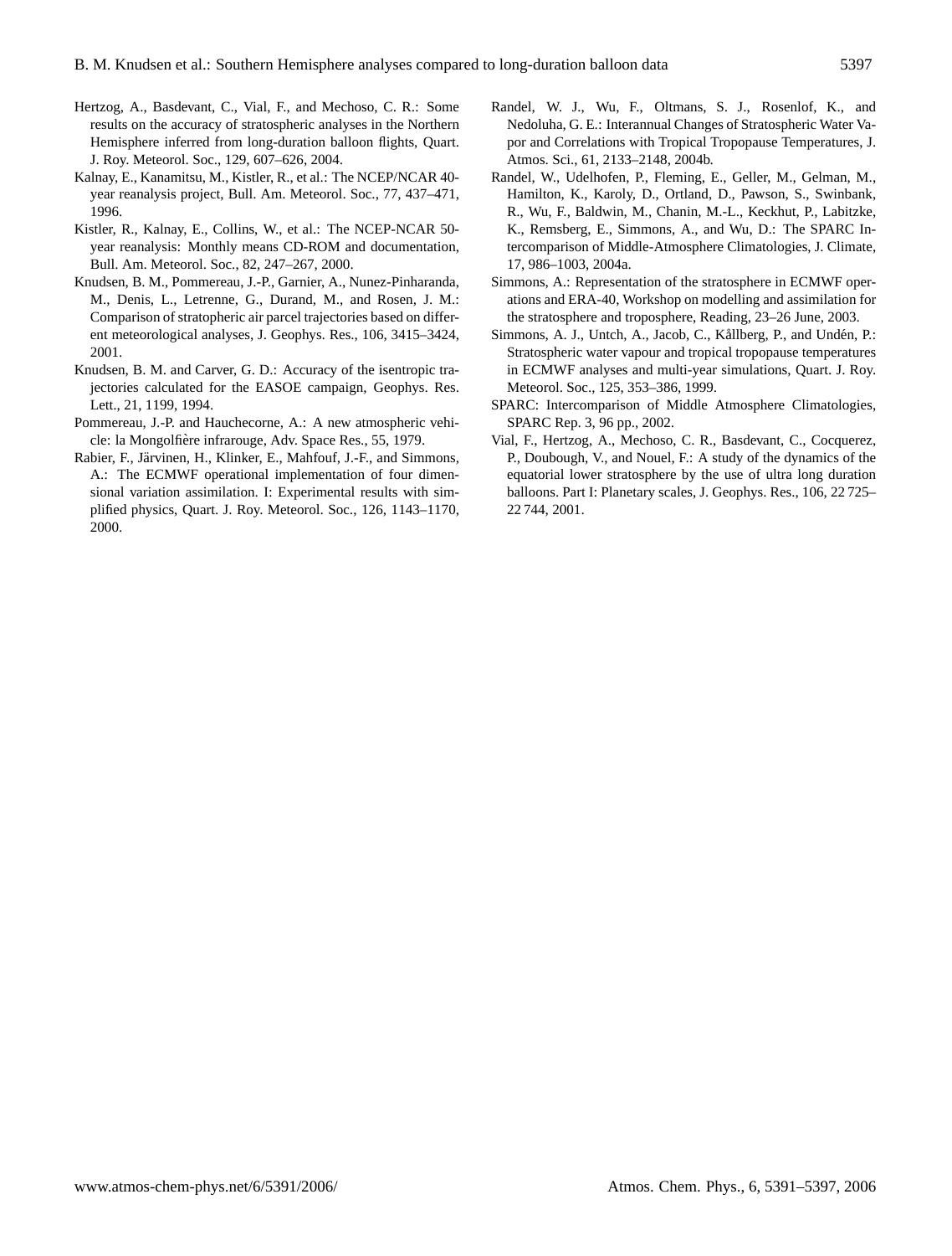Hertzog, A., Basdevant, C., Vial, F., and Mechoso, C. R.: Some results on the accuracy of stratospheric analyses in the Northern Hemisphere inferred from long-duration balloon flights, Quart. J. Roy. Meteorol. Soc., 129, 607–626, 2004.

Kalnay, E., Kanamitsu, M., Kistler, R., et al.: The NCEP/NCAR 40-year reanalysis project, Bull. Am. Meteorol. Soc., 77, 437–471, 1996.

Kistler, R., Kalnay, E., Collins, W., et al.: The NCEP-NCAR 50-year reanalysis: Monthly means CD-ROM and documentation, Bull. Am. Meteorol. Soc., 82, 247–267, 2000.

Knudsen, B. M., Pommereau, J.-P., Garnier, A., Nunez-Pinharanda, M., Denis, L., Letrenne, G., Durand, M., and Rosen, J. M.: Comparison of stratopheric air parcel trajectories based on different meteorological analyses, J. Geophys. Res., 106, 3415–3424, 2001.

Knudsen, B. M. and Carver, G. D.: Accuracy of the isentropic trajectories calculated for the EASOE campaign, Geophys. Res. Lett., 21, 1199, 1994.

Pommereau, J.-P. and Hauchecorne, A.: A new atmospheric vehicle: la Mongolfière infrarouge, Adv. Space Res., 55, 1979.

Rabier, F., Järvinen, H., Klinker, E., Mahfouf, J.-F., and Simmons, A.: The ECMWF operational implementation of four dimensional variation assimilation. I: Experimental results with simplified physics, Quart. J. Roy. Meteorol. Soc., 126, 1143–1170, 2000.

Randel, W. J., Wu, F., Oltmans, S. J., Rosenlof, K., and Nedoluha, G. E.: Interannual Changes of Stratospheric Water Vapor and Correlations with Tropical Tropopause Temperatures, J. Atmos. Sci., 61, 2133–2148, 2004b.

Randel, W., Udelhofen, P., Fleming, E., Geller, M., Gelman, M., Hamilton, K., Karoly, D., Ortland, D., Pawson, S., Swinbank, R., Wu, F., Baldwin, M., Chanin, M.-L., Keckhut, P., Labitzke, K., Remsberg, E., Simmons, A., and Wu, D.: The SPARC Intercomparison of Middle-Atmosphere Climatologies, J. Climate, 17, 986–1003, 2004a.

Simmons, A.: Representation of the stratosphere in ECMWF operations and ERA-40, Workshop on modelling and assimilation for the stratosphere and troposphere, Reading, 23–26 June, 2003.

Simmons, A. J., Untch, A., Jacob, C., Kållberg, P., and Undén, P.: Stratospheric water vapour and tropical tropopause temperatures in ECMWF analyses and multi-year simulations, Quart. J. Roy. Meteorol. Soc., 125, 353–386, 1999.

SPARC: Intercomparison of Middle Atmosphere Climatologies, SPARC Rep. 3, 96 pp., 2002.

Vial, F., Hertzog, A., Mechoso, C. R., Basdevant, C., Cocquerez, P., Doubough, V., and Nouel, F.: A study of the dynamics of the equatorial lower stratosphere by the use of ultra long duration balloons. Part I: Planetary scales, J. Geophys. Res., 106, 22 725–22 744, 2001.